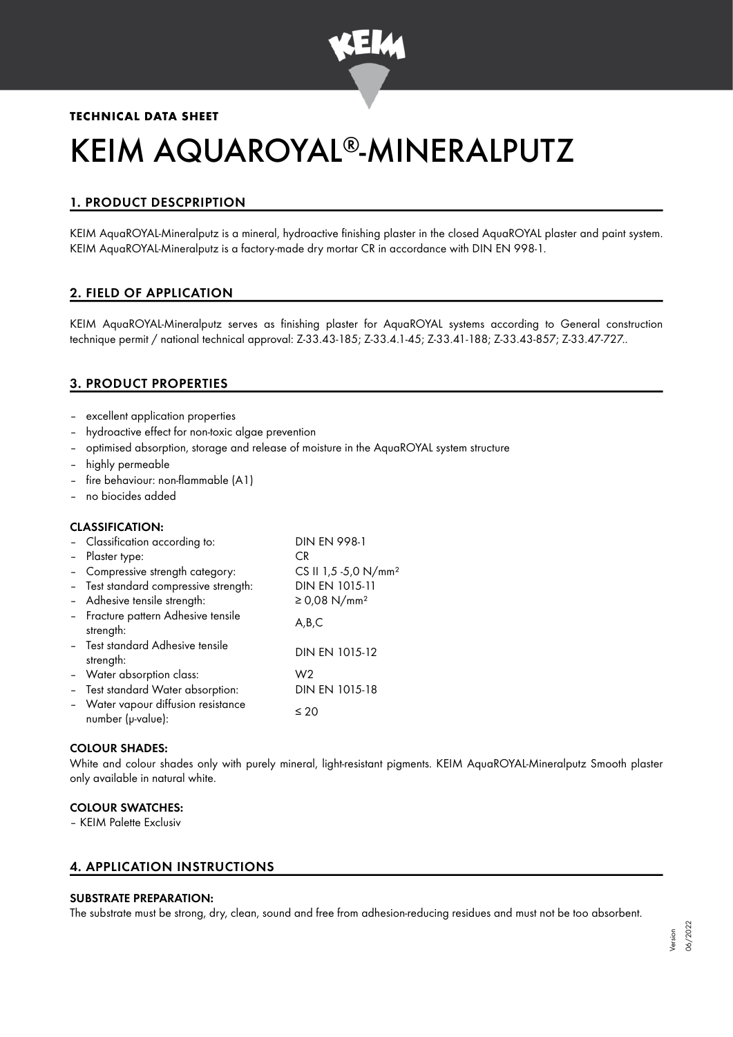**TECHNICAL DATA SHEET**

# KEIM AQUAROYAL®-MINERALPUTZ

## 1. PRODUCT DESCPRIPTION

KEIM AquaROYAL-Mineralputz is a mineral, hydroactive finishing plaster in the closed AquaROYAL plaster and paint system. KEIM AquaROYAL-Mineralputz is a factory-made dry mortar CR in accordance with DIN EN 998-1.

## 2. FIELD OF APPLICATION

KEIM AquaROYAL-Mineralputz serves as finishing plaster for AquaROYAL systems according to General construction technique permit / national technical approval: Z-33.43-185; Z-33.4.1-45; Z-33.41-188; Z-33.43-857; Z-33.47-727..

## 3. PRODUCT PROPERTIES

- excellent application properties
- hydroactive effect for non-toxic algae prevention
- optimised absorption, storage and release of moisture in the AquaROYAL system structure
- highly permeable
- fire behaviour: non-flammable (A1)
- no biocides added

### CLASSIFICATION:

| | |
|---|---|
| – Classification according to: | DIN EN 998-1 |
| – Plaster type: | CR |
| – Compressive strength category: | CS II 1,5 -5,0 N/mm² |
| – Test standard compressive strength: | DIN EN 1015-11 |
| – Adhesive tensile strength: | ≥ 0,08 N/mm² |
| – Fracture pattern Adhesive tensile strength: | A,B,C |
| – Test standard Adhesive tensile strength: | DIN EN 1015-12 |
| – Water absorption class: | W2 |
| – Test standard Water absorption: | DIN EN 1015-18 |
| – Water vapour diffusion resistance number (μ-value): | ≤ 20 |

### COLOUR SHADES:

White and colour shades only with purely mineral, light-resistant pigments. KEIM AquaROYAL-Mineralputz Smooth plaster only available in natural white.

### COLOUR SWATCHES:

– KEIM Palette Exclusiv

## 4. APPLICATION INSTRUCTIONS

### SUBSTRATE PREPARATION:

The substrate must be strong, dry, clean, sound and free from adhesion-reducing residues and must not be too absorbent.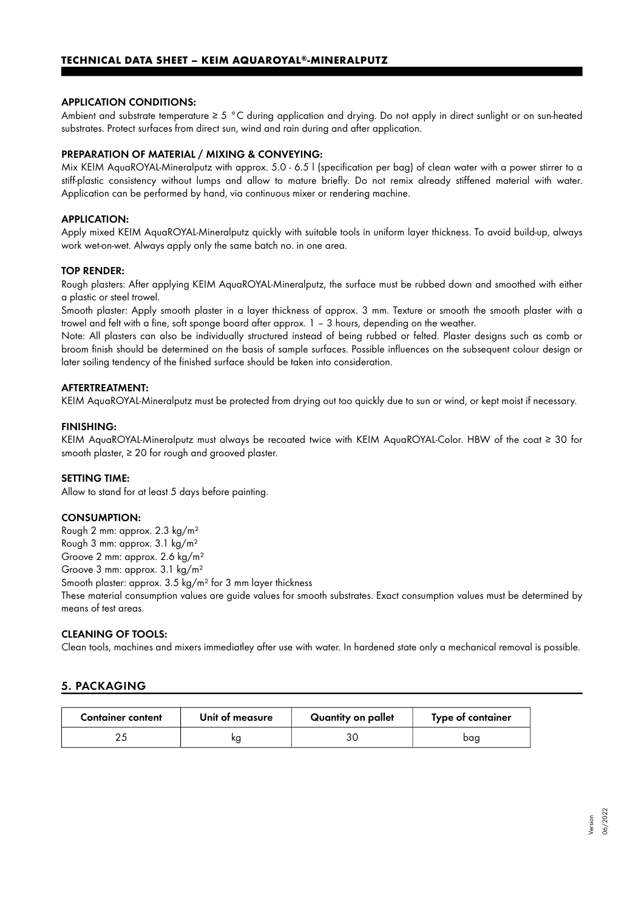### APPLICATION CONDITIONS:

Ambient and substrate temperature ≥ 5 °C during application and drying. Do not apply in direct sunlight or on sun-heated substrates. Protect surfaces from direct sun, wind and rain during and after application.

### PREPARATION OF MATERIAL / MIXING & CONVEYING:

Mix KEIM AquaROYAL-Mineralputz with approx. 5.0 - 6.5 l (specification per bag) of clean water with a power stirrer to a stiff-plastic consistency without lumps and allow to mature briefly. Do not remix already stiffened material with water. Application can be performed by hand, via continuous mixer or rendering machine.

### APPLICATION:

Apply mixed KEIM AquaROYAL-Mineralputz quickly with suitable tools in uniform layer thickness. To avoid build-up, always work wet-on-wet. Always apply only the same batch no. in one area.

### TOP RENDER:

Rough plasters: After applying KEIM AquaROYAL-Mineralputz, the surface must be rubbed down and smoothed with either a plastic or steel trowel.

Smooth plaster: Apply smooth plaster in a layer thickness of approx. 3 mm. Texture or smooth the smooth plaster with a trowel and felt with a fine, soft sponge board after approx. 1 – 3 hours, depending on the weather.

Note: All plasters can also be individually structured instead of being rubbed or felted. Plaster designs such as comb or broom finish should be determined on the basis of sample surfaces. Possible influences on the subsequent colour design or later soiling tendency of the finished surface should be taken into consideration.

### AFTERTREATMENT:

KEIM AquaROYAL-Mineralputz must be protected from drying out too quickly due to sun or wind, or kept moist if necessary.

### FINISHING:

KEIM AquaROYAL-Mineralputz must always be recoated twice with KEIM AquaROYAL-Color. HBW of the coat ≥ 30 for smooth plaster, ≥ 20 for rough and grooved plaster.

### SETTING TIME:

Allow to stand for at least 5 days before painting.

### CONSUMPTION:

Rough 2 mm: approx. 2.3 kg/m²
Rough 3 mm: approx. 3.1 kg/m²
Groove 2 mm: approx. 2.6 kg/m²
Groove 3 mm: approx. 3.1 kg/m²
Smooth plaster: approx. 3.5 kg/m² for 3 mm layer thickness

These material consumption values are guide values for smooth substrates. Exact consumption values must be determined by means of test areas.

### CLEANING OF TOOLS:

Clean tools, machines and mixers immediatley after use with water. In hardened state only a mechanical removal is possible.

## 5. PACKAGING

| Container content | Unit of measure | Quantity on pallet | Type of container |
|---|---|---|---|
| 25 | kg | 30 | bag |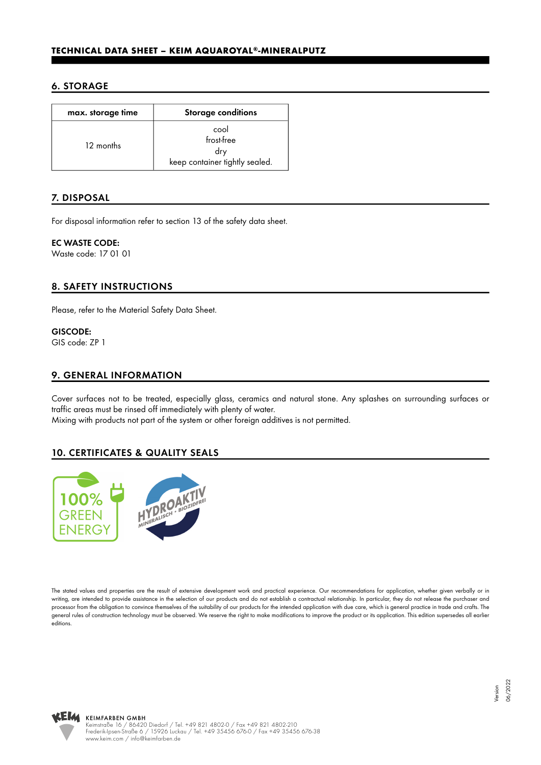## 6. STORAGE

| max. storage time | Storage conditions |
|---|---|
| 12 months | cool<br>frost-free<br>dry<br>keep container tightly sealed. |

## 7. DISPOSAL

For disposal information refer to section 13 of the safety data sheet.

**EC WASTE CODE:**
Waste code: 17 01 01

## 8. SAFETY INSTRUCTIONS

Please, refer to the Material Safety Data Sheet.

**GISCODE:**
GIS code: ZP 1

## 9. GENERAL INFORMATION

Cover surfaces not to be treated, especially glass, ceramics and natural stone. Any splashes on surrounding surfaces or traffic areas must be rinsed off immediately with plenty of water.
Mixing with products not part of the system or other foreign additives is not permitted.

## 10. CERTIFICATES & QUALITY SEALS

100% GREEN ENERGY

HYDROAKTIV MINERALISCH · BIOZIDFREI

The stated values and properties are the result of extensive development work and practical experience. Our recommendations for application, whether given verbally or in writing, are intended to provide assistance in the selection of our products and do not establish a contractual relationship. In particular, they do not release the purchaser and processor from the obligation to convince themselves of the suitability of our products for the intended application with due care, which is general practice in trade and crafts. The general rules of construction technology must be observed. We reserve the right to make modifications to improve the product or its application. This edition supersedes all earlier editions.

**KEIMFARBEN GMBH**
Keimstraße 16 / 86420 Diedorf / Tel. +49 821 4802-0 / Fax +49 821 4802-210
Frederik-Ipsen-Straße 6 / 15926 Luckau / Tel. +49 35456 676-0 / Fax +49 35456 676-38
www.keim.com / info@keimfarben.de

Version 06/2022